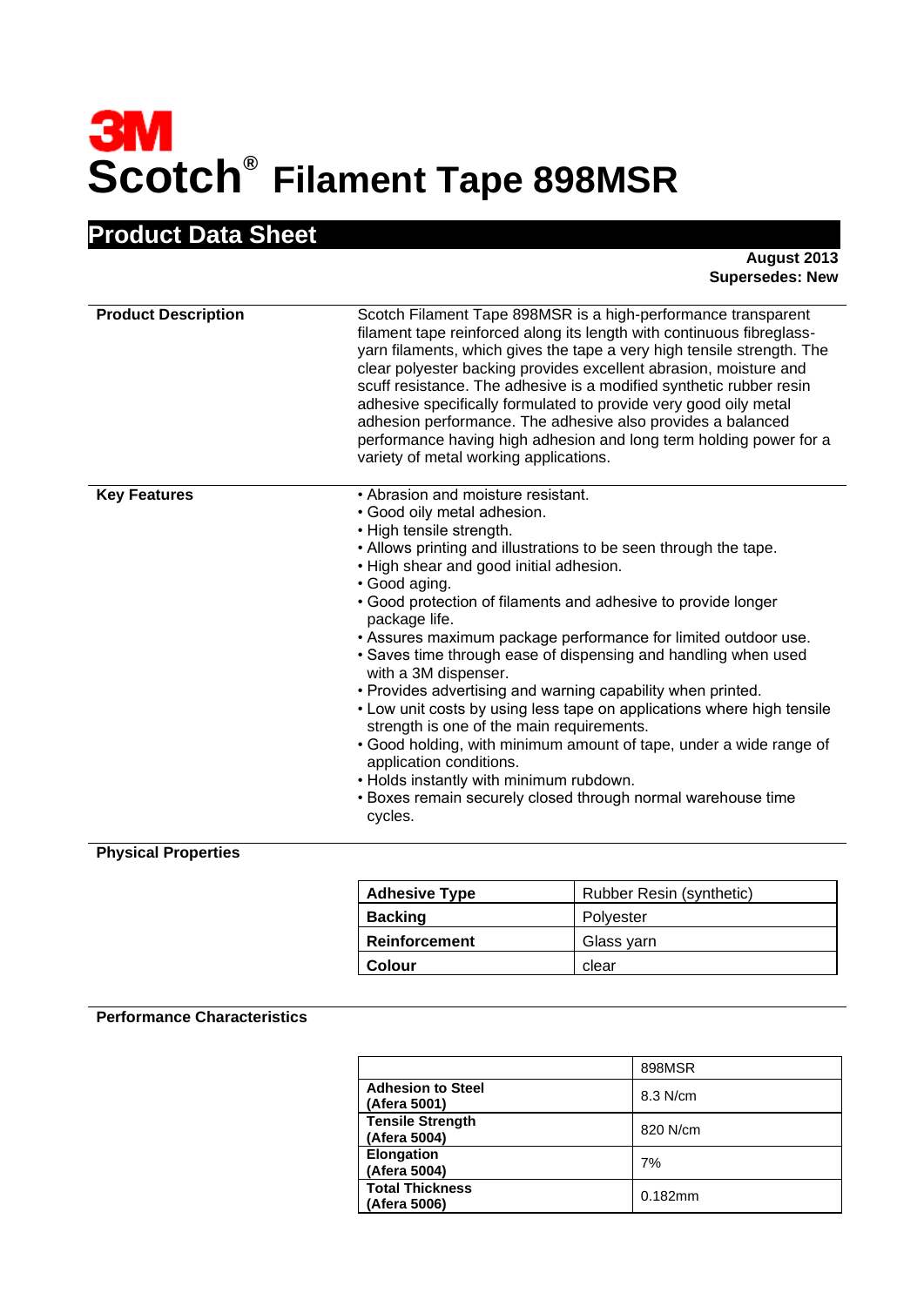# 3M

# Scotch® Filament Tape 898MSR

## Product Data Sheet

**August 2013**
**Supersedes: New**

**Product Description**

Scotch Filament Tape 898MSR is a high-performance transparent filament tape reinforced along its length with continuous fibreglass-yarn filaments, which gives the tape a very high tensile strength. The clear polyester backing provides excellent abrasion, moisture and scuff resistance. The adhesive is a modified synthetic rubber resin adhesive specifically formulated to provide very good oily metal adhesion performance. The adhesive also provides a balanced performance having high adhesion and long term holding power for a variety of metal working applications.

**Key Features**

- Abrasion and moisture resistant.
- Good oily metal adhesion.
- High tensile strength.
- Allows printing and illustrations to be seen through the tape.
- High shear and good initial adhesion.
- Good aging.
- Good protection of filaments and adhesive to provide longer package life.
- Assures maximum package performance for limited outdoor use.
- Saves time through ease of dispensing and handling when used with a 3M dispenser.
- Provides advertising and warning capability when printed.
- Low unit costs by using less tape on applications where high tensile strength is one of the main requirements.
- Good holding, with minimum amount of tape, under a wide range of application conditions.
- Holds instantly with minimum rubdown.
- Boxes remain securely closed through normal warehouse time cycles.

**Physical Properties**

| | |
|---|---|
| **Adhesive Type** | Rubber Resin (synthetic) |
| **Backing** | Polyester |
| **Reinforcement** | Glass yarn |
| **Colour** | clear |

**Performance Characteristics**

| | 898MSR |
|---|---|
| **Adhesion to Steel (Afera 5001)** | 8.3 N/cm |
| **Tensile Strength (Afera 5004)** | 820 N/cm |
| **Elongation (Afera 5004)** | 7% |
| **Total Thickness (Afera 5006)** | 0.182mm |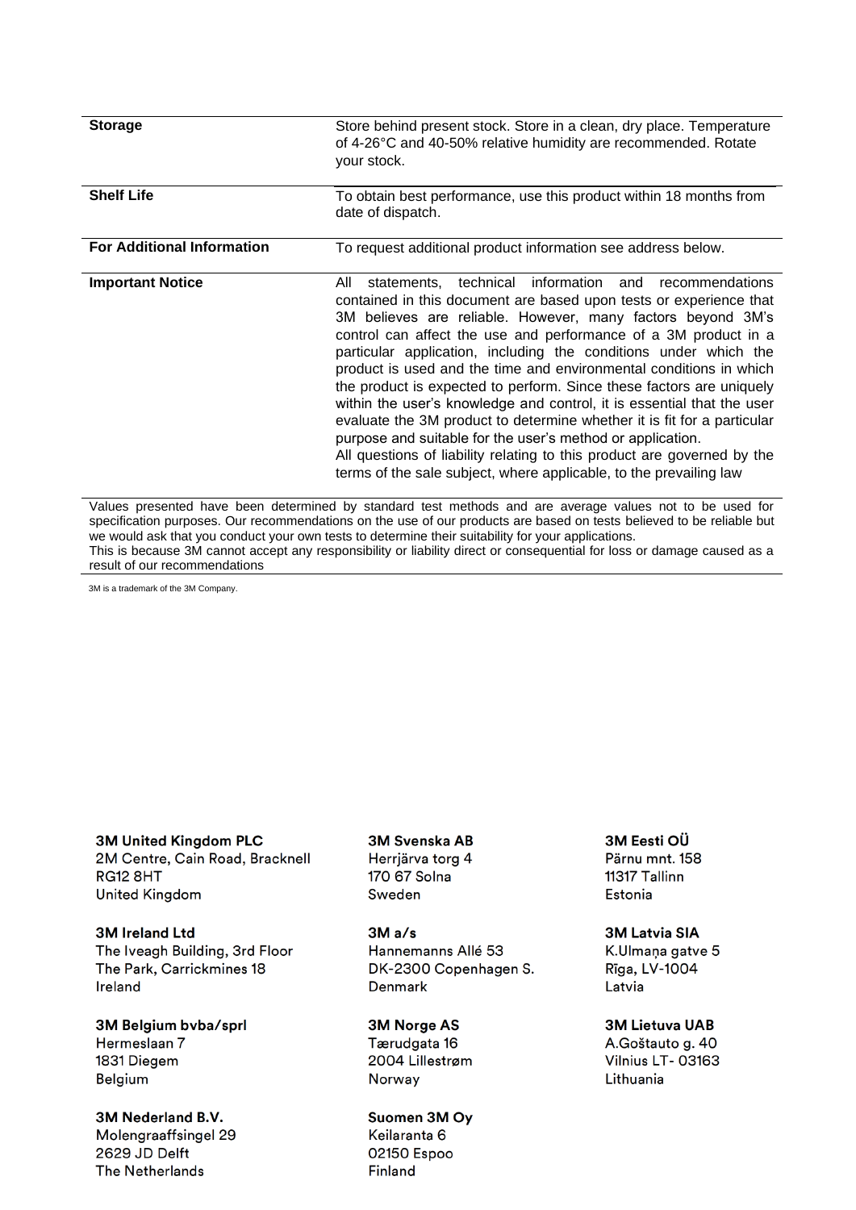| | |
|---|---|
| **Storage** | Store behind present stock. Store in a clean, dry place. Temperature of 4-26°C and 40-50% relative humidity are recommended. Rotate your stock. |
| **Shelf Life** | To obtain best performance, use this product within 18 months from date of dispatch. |
| **For Additional Information** | To request additional product information see address below. |
| **Important Notice** | All statements, technical information and recommendations contained in this document are based upon tests or experience that 3M believes are reliable. However, many factors beyond 3M's control can affect the use and performance of a 3M product in a particular application, including the conditions under which the product is used and the time and environmental conditions in which the product is expected to perform. Since these factors are uniquely within the user's knowledge and control, it is essential that the user evaluate the 3M product to determine whether it is fit for a particular purpose and suitable for the user's method or application. All questions of liability relating to this product are governed by the terms of the sale subject, where applicable, to the prevailing law |

Values presented have been determined by standard test methods and are average values not to be used for specification purposes. Our recommendations on the use of our products are based on tests believed to be reliable but we would ask that you conduct your own tests to determine their suitability for your applications.
This is because 3M cannot accept any responsibility or liability direct or consequential for loss or damage caused as a result of our recommendations

3M is a trademark of the 3M Company.

**3M United Kingdom PLC**
2M Centre, Cain Road, Bracknell
RG12 8HT
United Kingdom

**3M Ireland Ltd**
The Iveagh Building, 3rd Floor
The Park, Carrickmines 18
Ireland

**3M Belgium bvba/sprl**
Hermeslaan 7
1831 Diegem
Belgium

**3M Nederland B.V.**
Molengraaffsingel 29
2629 JD Delft
The Netherlands

**3M Svenska AB**
Herrjärva torg 4
170 67 Solna
Sweden

**3M a/s**
Hannemanns Allé 53
DK-2300 Copenhagen S.
Denmark

**3M Norge AS**
Tærudgata 16
2004 Lillestrøm
Norway

**Suomen 3M Oy**
Keilaranta 6
02150 Espoo
Finland

**3M Eesti OÜ**
Pärnu mnt. 158
11317 Tallinn
Estonia

**3M Latvia SIA**
K.Ulmaņa gatve 5
Rīga, LV-1004
Latvia

**3M Lietuva UAB**
A.Goštauto g. 40
Vilnius LT- 03163
Lithuania